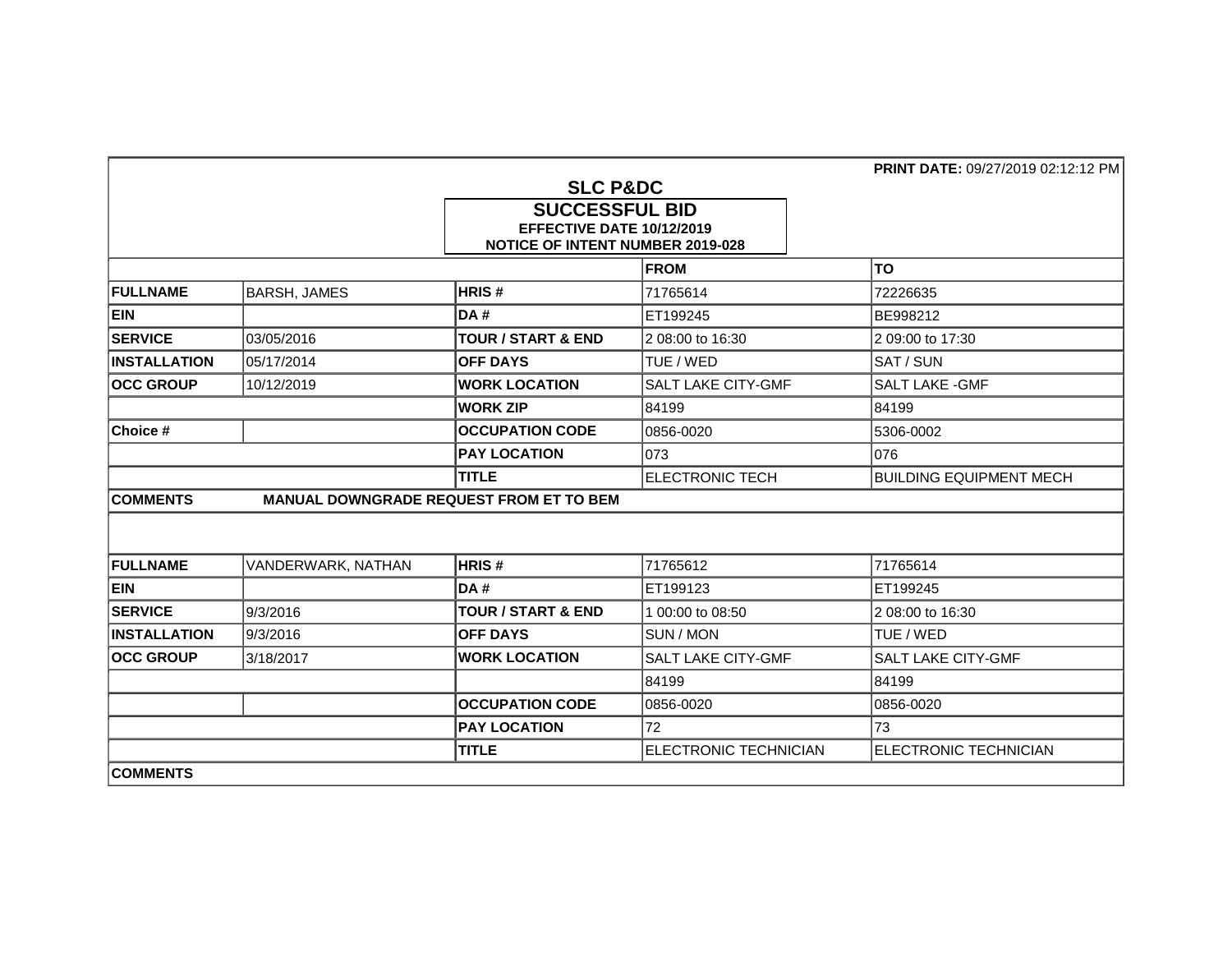**PRINT DATE:** 09/27/2019 02:12:12 PM

# SLC P&DC

## SUCCESSFUL BID

**EFFECTIVE DATE 10/12/2019**

**NOTICE OF INTENT NUMBER 2019-028**

| | | | FROM | TO |
|---|---|---|---|---|
| **FULLNAME** | BARSH, JAMES | **HRIS #** | 71765614 | 72226635 |
| **EIN** | | **DA #** | ET199245 | BE998212 |
| **SERVICE** | 03/05/2016 | **TOUR / START & END** | 2 08:00 to 16:30 | 2 09:00 to 17:30 |
| **INSTALLATION** | 05/17/2014 | **OFF DAYS** | TUE / WED | SAT / SUN |
| **OCC GROUP** | 10/12/2019 | **WORK LOCATION** | SALT LAKE CITY-GMF | SALT LAKE -GMF |
| | | **WORK ZIP** | 84199 | 84199 |
| **Choice #** | | **OCCUPATION CODE** | 0856-0020 | 5306-0002 |
| | | **PAY LOCATION** | 073 | 076 |
| | | **TITLE** | ELECTRONIC TECH | BUILDING EQUIPMENT MECH |
| **COMMENTS** | **MANUAL DOWNGRADE REQUEST FROM ET TO BEM** | | | |

| | | | | |
|---|---|---|---|---|
| **FULLNAME** | VANDERWARK, NATHAN | **HRIS #** | 71765612 | 71765614 |
| **EIN** | | **DA #** | ET199123 | ET199245 |
| **SERVICE** | 9/3/2016 | **TOUR / START & END** | 1 00:00 to 08:50 | 2 08:00 to 16:30 |
| **INSTALLATION** | 9/3/2016 | **OFF DAYS** | SUN / MON | TUE / WED |
| **OCC GROUP** | 3/18/2017 | **WORK LOCATION** | SALT LAKE CITY-GMF | SALT LAKE CITY-GMF |
| | | | 84199 | 84199 |
| | | **OCCUPATION CODE** | 0856-0020 | 0856-0020 |
| | | **PAY LOCATION** | 72 | 73 |
| | | **TITLE** | ELECTRONIC TECHNICIAN | ELECTRONIC TECHNICIAN |
| **COMMENTS** | | | | |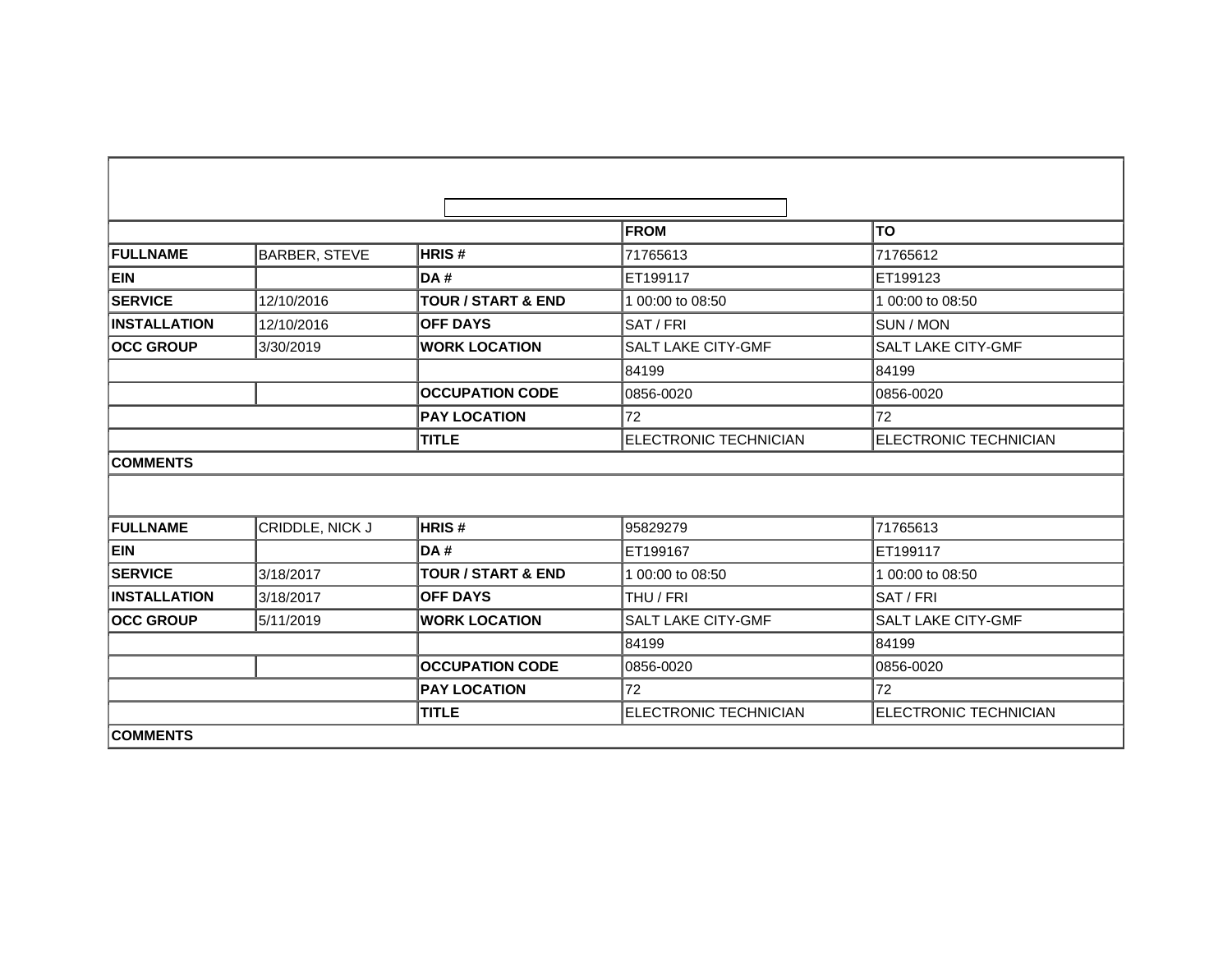| | | | FROM | TO |
|---|---|---|---|---|
| **FULLNAME** | BARBER, STEVE | **HRIS #** | 71765613 | 71765612 |
| **EIN** | | **DA #** | ET199117 | ET199123 |
| **SERVICE** | 12/10/2016 | **TOUR / START & END** | 1 00:00 to 08:50 | 1 00:00 to 08:50 |
| **INSTALLATION** | 12/10/2016 | **OFF DAYS** | SAT / FRI | SUN / MON |
| **OCC GROUP** | 3/30/2019 | **WORK LOCATION** | SALT LAKE CITY-GMF | SALT LAKE CITY-GMF |
| | | | 84199 | 84199 |
| | | **OCCUPATION CODE** | 0856-0020 | 0856-0020 |
| | | **PAY LOCATION** | 72 | 72 |
| | | **TITLE** | ELECTRONIC TECHNICIAN | ELECTRONIC TECHNICIAN |
| **COMMENTS** | | | | |
| | | | | |
| **FULLNAME** | CRIDDLE, NICK J | **HRIS #** | 95829279 | 71765613 |
| **EIN** | | **DA #** | ET199167 | ET199117 |
| **SERVICE** | 3/18/2017 | **TOUR / START & END** | 1 00:00 to 08:50 | 1 00:00 to 08:50 |
| **INSTALLATION** | 3/18/2017 | **OFF DAYS** | THU / FRI | SAT / FRI |
| **OCC GROUP** | 5/11/2019 | **WORK LOCATION** | SALT LAKE CITY-GMF | SALT LAKE CITY-GMF |
| | | | 84199 | 84199 |
| | | **OCCUPATION CODE** | 0856-0020 | 0856-0020 |
| | | **PAY LOCATION** | 72 | 72 |
| | | **TITLE** | ELECTRONIC TECHNICIAN | ELECTRONIC TECHNICIAN |
| **COMMENTS** | | | | |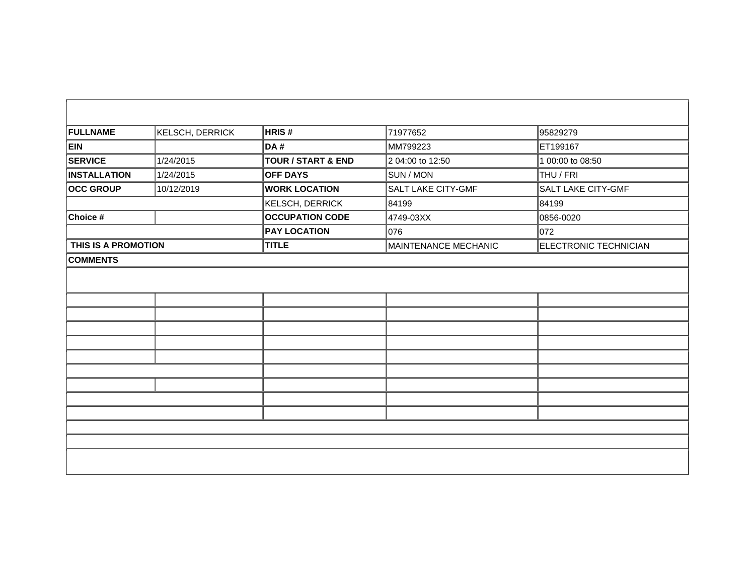| | | | | |
|---|---|---|---|---|
| FULLNAME | KELSCH, DERRICK | HRIS # | 71977652 | 95829279 |
| EIN | | DA # | MM799223 | ET199167 |
| SERVICE | 1/24/2015 | TOUR / START & END | 2 04:00 to 12:50 | 1 00:00 to 08:50 |
| INSTALLATION | 1/24/2015 | OFF DAYS | SUN / MON | THU / FRI |
| OCC GROUP | 10/12/2019 | WORK LOCATION | SALT LAKE CITY-GMF | SALT LAKE CITY-GMF |
| | | KELSCH, DERRICK | 84199 | 84199 |
| Choice # | | OCCUPATION CODE | 4749-03XX | 0856-0020 |
| | | PAY LOCATION | 076 | 072 |
| THIS IS A PROMOTION | | TITLE | MAINTENANCE MECHANIC | ELECTRONIC TECHNICIAN |
| COMMENTS | | | | |